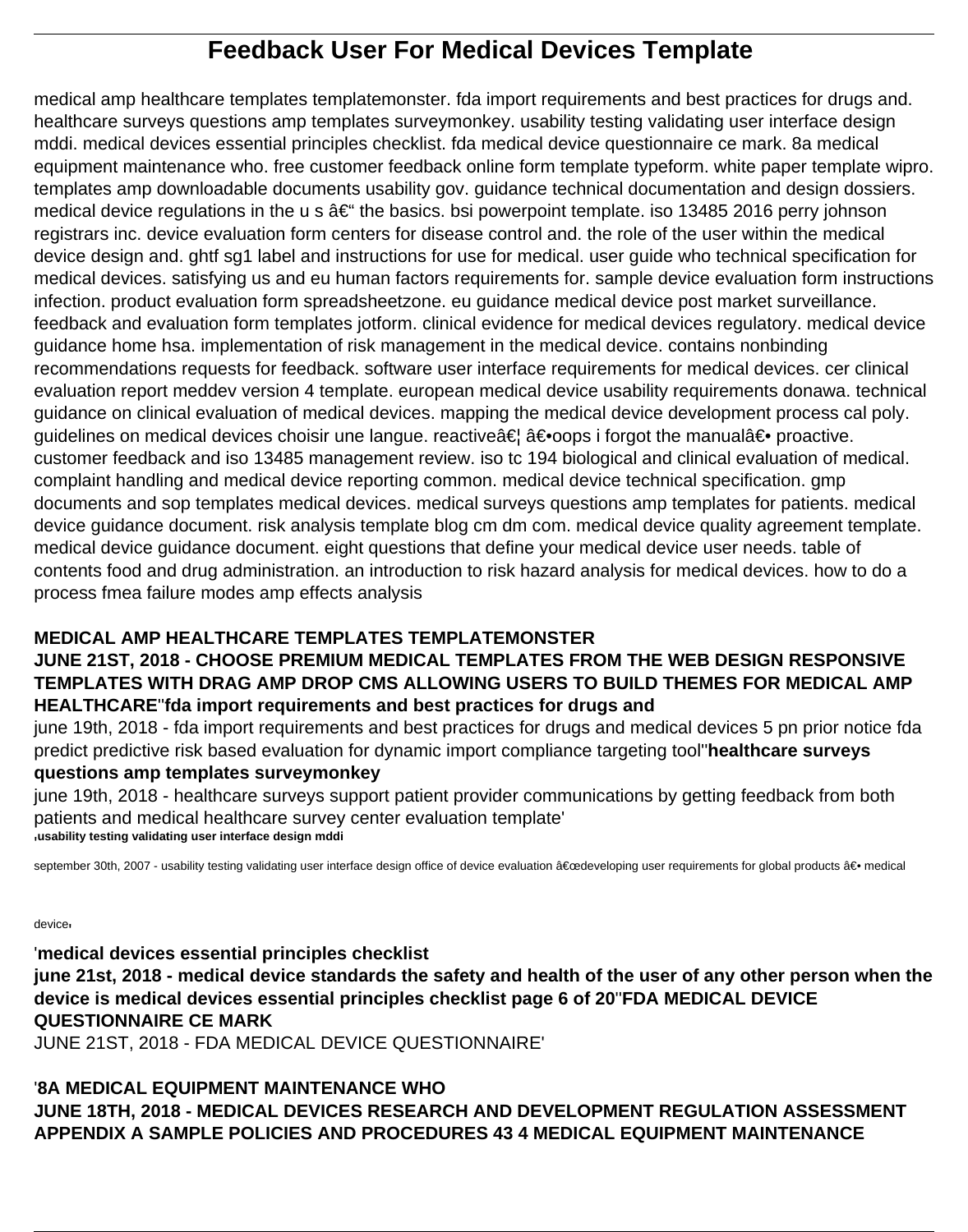# Feedback User For Medical Devices Template

medical amp healthcare templates templatemonster. fda import requirements and best practices for drugs and. healthcare surveys questions amp templates surveymonkey. usability testing validating user interface design mddi. medical devices essential principles checklist. fda medical device questionnaire ce mark. 8a medical equipment maintenance who. free customer feedback online form template typeform. white paper template wipro. templates amp downloadable documents usability gov. guidance technical documentation and design dossiers. medical device regulations in the u s â€" the basics. bsi powerpoint template. iso 13485 2016 perry johnson registrars inc. device evaluation form centers for disease control and. the role of the user within the medical device design and. ghtf sg1 label and instructions for use for medical. user guide who technical specification for medical devices. satisfying us and eu human factors requirements for. sample device evaluation form instructions infection. product evaluation form spreadsheetzone. eu guidance medical device post market surveillance. feedback and evaluation form templates jotform. clinical evidence for medical devices regulatory. medical device guidance home hsa. implementation of risk management in the medical device. contains nonbinding recommendations requests for feedback. software user interface requirements for medical devices. cer clinical evaluation report meddev version 4 template. european medical device usability requirements donawa. technical guidance on clinical evaluation of medical devices. mapping the medical device development process cal poly. guidelines on medical devices choisir une langue. reactiveâ€¦ â€•oops i forgot the manualâ€• proactive. customer feedback and iso 13485 management review. iso tc 194 biological and clinical evaluation of medical. complaint handling and medical device reporting common. medical device technical specification. gmp documents and sop templates medical devices. medical surveys questions amp templates for patients. medical device guidance document. risk analysis template blog cm dm com. medical device quality agreement template. medical device guidance document. eight questions that define your medical device user needs. table of contents food and drug administration. an introduction to risk hazard analysis for medical devices. how to do a process fmea failure modes amp effects analysis

**MEDICAL AMP HEALTHCARE TEMPLATES TEMPLATEMONSTER**

**JUNE 21ST, 2018 - CHOOSE PREMIUM MEDICAL TEMPLATES FROM THE WEB DESIGN RESPONSIVE TEMPLATES WITH DRAG AMP DROP CMS ALLOWING USERS TO BUILD THEMES FOR MEDICAL AMP HEALTHCARE**''**fda import requirements and best practices for drugs and**

june 19th, 2018 - fda import requirements and best practices for drugs and medical devices 5 pn prior notice fda predict predictive risk based evaluation for dynamic import compliance targeting tool''**healthcare surveys questions amp templates surveymonkey**

june 19th, 2018 - healthcare surveys support patient provider communications by getting feedback from both patients and medical healthcare survey center evaluation template'

'**usability testing validating user interface design mddi**

september 30th, 2007 - usability testing validating user interface design office of device evaluation â€œdeveloping user requirements for global products â€• medical device'

'**medical devices essential principles checklist**

**june 21st, 2018 - medical device standards the safety and health of the user of any other person when the device is medical devices essential principles checklist page 6 of 20**''**FDA MEDICAL DEVICE QUESTIONNAIRE CE MARK**

JUNE 21ST, 2018 - FDA MEDICAL DEVICE QUESTIONNAIRE'

'**8A MEDICAL EQUIPMENT MAINTENANCE WHO**

**JUNE 18TH, 2018 - MEDICAL DEVICES RESEARCH AND DEVELOPMENT REGULATION ASSESSMENT APPENDIX A SAMPLE POLICIES AND PROCEDURES 43 4 MEDICAL EQUIPMENT MAINTENANCE**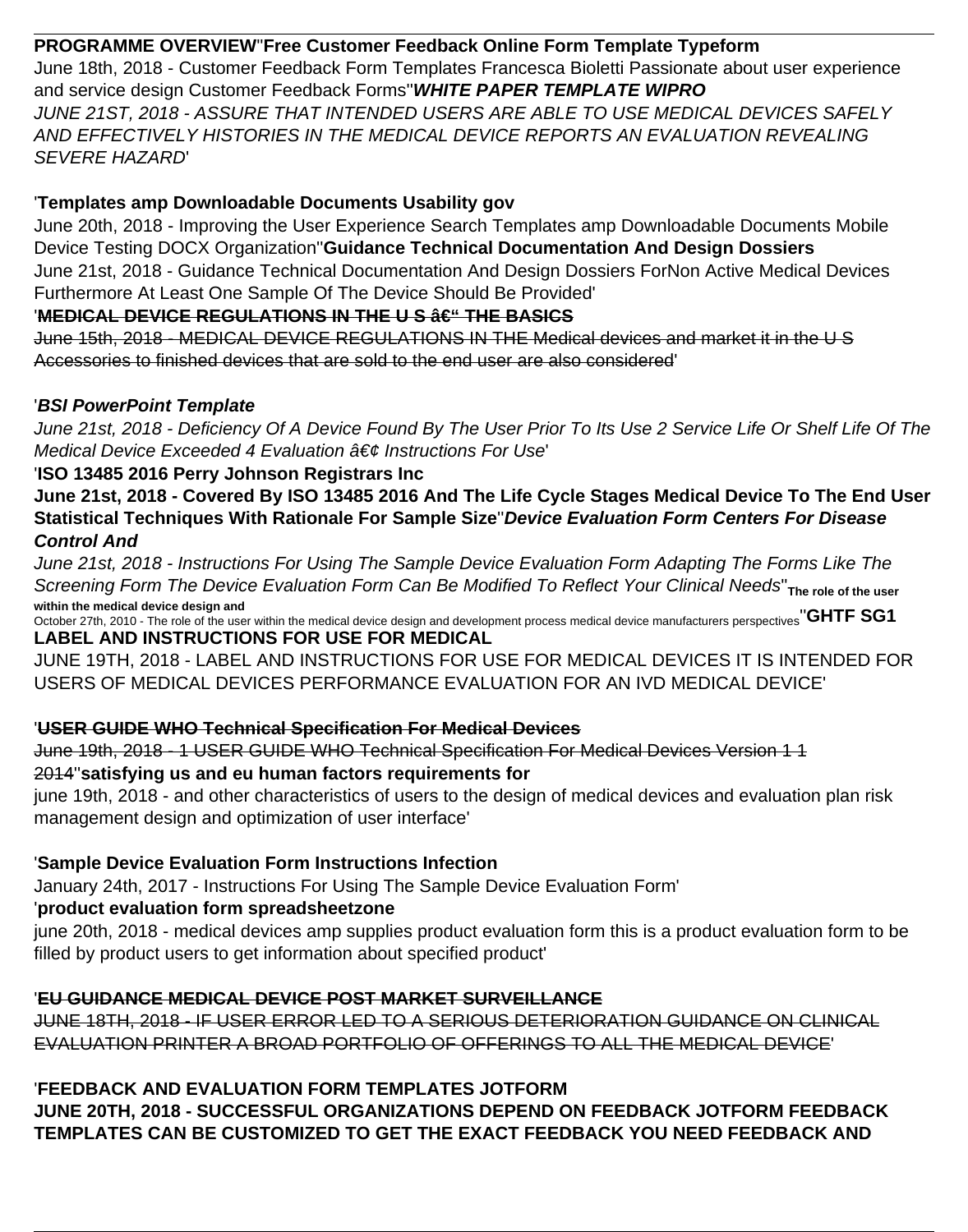**PROGRAMME OVERVIEW**''**Free Customer Feedback Online Form Template Typeform**

June 18th, 2018 - Customer Feedback Form Templates Francesca Bioletti Passionate about user experience and service design Customer Feedback Forms''***WHITE PAPER TEMPLATE WIPRO***

*JUNE 21ST, 2018 - ASSURE THAT INTENDED USERS ARE ABLE TO USE MEDICAL DEVICES SAFELY AND EFFECTIVELY HISTORIES IN THE MEDICAL DEVICE REPORTS AN EVALUATION REVEALING SEVERE HAZARD*'

'**Templates amp Downloadable Documents Usability gov**

June 20th, 2018 - Improving the User Experience Search Templates amp Downloadable Documents Mobile Device Testing DOCX Organization''**Guidance Technical Documentation And Design Dossiers**

June 21st, 2018 - Guidance Technical Documentation And Design Dossiers ForNon Active Medical Devices Furthermore At Least One Sample Of The Device Should Be Provided'

'~~**MEDICAL DEVICE REGULATIONS IN THE U S â€" THE BASICS**~~

~~June 15th, 2018 - MEDICAL DEVICE REGULATIONS IN THE Medical devices and market it in the U S Accessories to finished devices that are sold to the end user are also considered~~'

'***BSI PowerPoint Template***

*June 21st, 2018 - Deficiency Of A Device Found By The User Prior To Its Use 2 Service Life Or Shelf Life Of The Medical Device Exceeded 4 Evaluation â€¢ Instructions For Use*'

'**ISO 13485 2016 Perry Johnson Registrars Inc**

**June 21st, 2018 - Covered By ISO 13485 2016 And The Life Cycle Stages Medical Device To The End User Statistical Techniques With Rationale For Sample Size**''***Device Evaluation Form Centers For Disease Control And***

*June 21st, 2018 - Instructions For Using The Sample Device Evaluation Form Adapting The Forms Like The Screening Form The Device Evaluation Form Can Be Modified To Reflect Your Clinical Needs*''**The role of the user within the medical device design and**

October 27th, 2010 - The role of the user within the medical device design and development process medical device manufacturers perspectives''**GHTF SG1 LABEL AND INSTRUCTIONS FOR USE FOR MEDICAL**

JUNE 19TH, 2018 - LABEL AND INSTRUCTIONS FOR USE FOR MEDICAL DEVICES IT IS INTENDED FOR USERS OF MEDICAL DEVICES PERFORMANCE EVALUATION FOR AN IVD MEDICAL DEVICE'

'~~**USER GUIDE WHO Technical Specification For Medical Devices**~~

~~June 19th, 2018 - 1 USER GUIDE WHO Technical Specification For Medical Devices Version 1 1 2014~~''**satisfying us and eu human factors requirements for**

june 19th, 2018 - and other characteristics of users to the design of medical devices and evaluation plan risk management design and optimization of user interface'

'**Sample Device Evaluation Form Instructions Infection**

January 24th, 2017 - Instructions For Using The Sample Device Evaluation Form'

'**product evaluation form spreadsheetzone**

june 20th, 2018 - medical devices amp supplies product evaluation form this is a product evaluation form to be filled by product users to get information about specified product'

'~~**EU GUIDANCE MEDICAL DEVICE POST MARKET SURVEILLANCE**~~

~~JUNE 18TH, 2018 - IF USER ERROR LED TO A SERIOUS DETERIORATION GUIDANCE ON CLINICAL EVALUATION PRINTER A BROAD PORTFOLIO OF OFFERINGS TO ALL THE MEDICAL DEVICE~~'

'**FEEDBACK AND EVALUATION FORM TEMPLATES JOTFORM**

**JUNE 20TH, 2018 - SUCCESSFUL ORGANIZATIONS DEPEND ON FEEDBACK JOTFORM FEEDBACK TEMPLATES CAN BE CUSTOMIZED TO GET THE EXACT FEEDBACK YOU NEED FEEDBACK AND**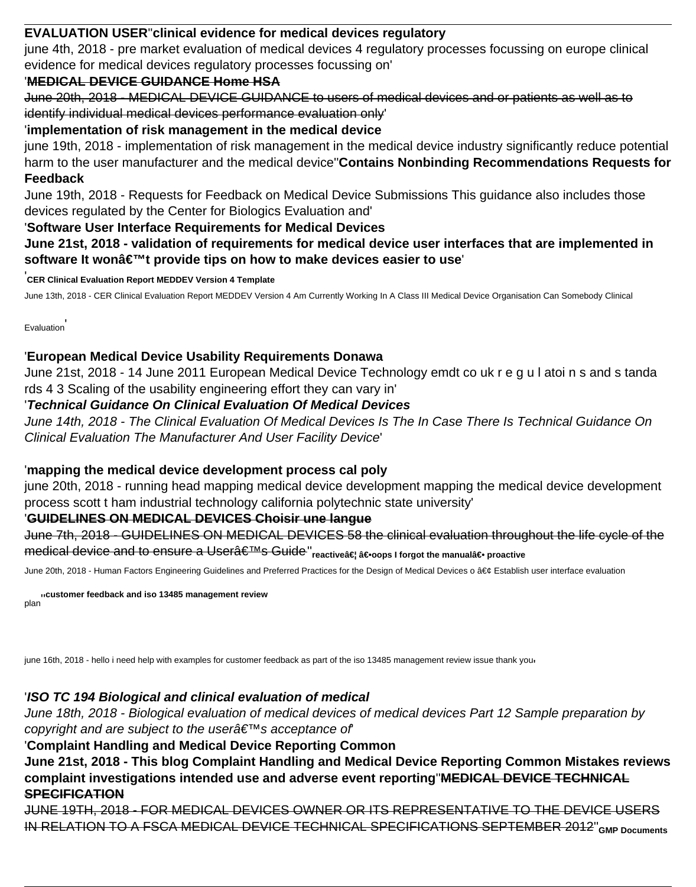**EVALUATION USER**''**clinical evidence for medical devices regulatory**

june 4th, 2018 - pre market evaluation of medical devices 4 regulatory processes focussing on europe clinical evidence for medical devices regulatory processes focussing on'

'**~~MEDICAL DEVICE GUIDANCE Home HSA~~**

~~June 20th, 2018 - MEDICAL DEVICE GUIDANCE to users of medical devices and or patients as well as to identify individual medical devices performance evaluation only~~'

'**implementation of risk management in the medical device**

june 19th, 2018 - implementation of risk management in the medical device industry significantly reduce potential harm to the user manufacturer and the medical device''**Contains Nonbinding Recommendations Requests for Feedback**

June 19th, 2018 - Requests for Feedback on Medical Device Submissions This guidance also includes those devices regulated by the Center for Biologics Evaluation and'

'**Software User Interface Requirements for Medical Devices**

**June 21st, 2018 - validation of requirements for medical device user interfaces that are implemented in software It wonâ€™t provide tips on how to make devices easier to use**'

'**CER Clinical Evaluation Report MEDDEV Version 4 Template**

June 13th, 2018 - CER Clinical Evaluation Report MEDDEV Version 4 Am Currently Working In A Class III Medical Device Organisation Can Somebody Clinical Evaluation'

'**European Medical Device Usability Requirements Donawa**

June 21st, 2018 - 14 June 2011 European Medical Device Technology emdt co uk r e g u l atoi n s and s tanda rds 4 3 Scaling of the usability engineering effort they can vary in'

'***Technical Guidance On Clinical Evaluation Of Medical Devices***

*June 14th, 2018 - The Clinical Evaluation Of Medical Devices Is The In Case There Is Technical Guidance On Clinical Evaluation The Manufacturer And User Facility Device*'

'**mapping the medical device development process cal poly**

june 20th, 2018 - running head mapping medical device development mapping the medical device development process scott t ham industrial technology california polytechnic state university'

'**~~GUIDELINES ON MEDICAL DEVICES Choisir une langue~~**

~~June 7th, 2018 - GUIDELINES ON MEDICAL DEVICES 58 the clinical evaluation throughout the life cycle of the medical device and to ensure a Userâ€™s Guide~~''**reactiveâ€¦ â€•oops I forgot the manualâ€• proactive**

June 20th, 2018 - Human Factors Engineering Guidelines and Preferred Practices for the Design of Medical Devices o â€¢ Establish user interface evaluation plan''**customer feedback and iso 13485 management review**

june 16th, 2018 - hello i need help with examples for customer feedback as part of the iso 13485 management review issue thank you'

'***ISO TC 194 Biological and clinical evaluation of medical***

*June 18th, 2018 - Biological evaluation of medical devices of medical devices Part 12 Sample preparation by copyright and are subject to the userâ€™s acceptance of*'

'**Complaint Handling and Medical Device Reporting Common**

**June 21st, 2018 - This blog Complaint Handling and Medical Device Reporting Common Mistakes reviews complaint investigations intended use and adverse event reporting**''**~~MEDICAL DEVICE TECHNICAL SPECIFICATION~~**

~~JUNE 19TH, 2018 - FOR MEDICAL DEVICES OWNER OR ITS REPRESENTATIVE TO THE DEVICE USERS IN RELATION TO A FSCA MEDICAL DEVICE TECHNICAL SPECIFICATIONS SEPTEMBER 2012~~''**GMP Documents**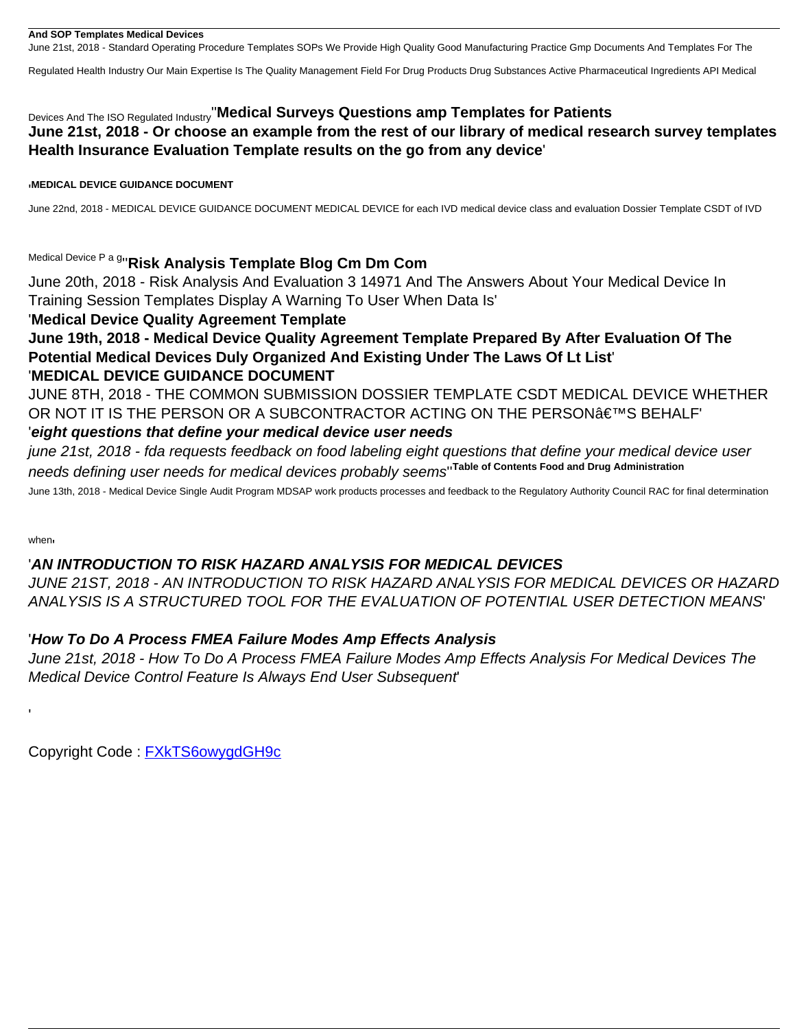**And SOP Templates Medical Devices**

June 21st, 2018 - Standard Operating Procedure Templates SOPs We Provide High Quality Good Manufacturing Practice Gmp Documents And Templates For The Regulated Health Industry Our Main Expertise Is The Quality Management Field For Drug Products Drug Substances Active Pharmaceutical Ingredients API Medical Devices And The ISO Regulated Industry''**Medical Surveys Questions amp Templates for Patients**

**June 21st, 2018 - Or choose an example from the rest of our library of medical research survey templates Health Insurance Evaluation Template results on the go from any device**'

'**MEDICAL DEVICE GUIDANCE DOCUMENT**

June 22nd, 2018 - MEDICAL DEVICE GUIDANCE DOCUMENT MEDICAL DEVICE for each IVD medical device class and evaluation Dossier Template CSDT of IVD Medical Device P a g''**Risk Analysis Template Blog Cm Dm Com**

June 20th, 2018 - Risk Analysis And Evaluation 3 14971 And The Answers About Your Medical Device In Training Session Templates Display A Warning To User When Data Is'

'**Medical Device Quality Agreement Template**

**June 19th, 2018 - Medical Device Quality Agreement Template Prepared By After Evaluation Of The Potential Medical Devices Duly Organized And Existing Under The Laws Of Lt List**'

'**MEDICAL DEVICE GUIDANCE DOCUMENT**

JUNE 8TH, 2018 - THE COMMON SUBMISSION DOSSIER TEMPLATE CSDT MEDICAL DEVICE WHETHER OR NOT IT IS THE PERSON OR A SUBCONTRACTOR ACTING ON THE PERSONâ€™S BEHALF'

'***eight questions that define your medical device user needs***

*june 21st, 2018 - fda requests feedback on food labeling eight questions that define your medical device user needs defining user needs for medical devices probably seems*''**Table of Contents Food and Drug Administration**

June 13th, 2018 - Medical Device Single Audit Program MDSAP work products processes and feedback to the Regulatory Authority Council RAC for final determination when'

'***AN INTRODUCTION TO RISK HAZARD ANALYSIS FOR MEDICAL DEVICES***

*JUNE 21ST, 2018 - AN INTRODUCTION TO RISK HAZARD ANALYSIS FOR MEDICAL DEVICES OR HAZARD ANALYSIS IS A STRUCTURED TOOL FOR THE EVALUATION OF POTENTIAL USER DETECTION MEANS*'

'***How To Do A Process FMEA Failure Modes Amp Effects Analysis***

*June 21st, 2018 - How To Do A Process FMEA Failure Modes Amp Effects Analysis For Medical Devices The Medical Device Control Feature Is Always End User Subsequent*'

'

Copyright Code : FXkTS6owygdGH9c